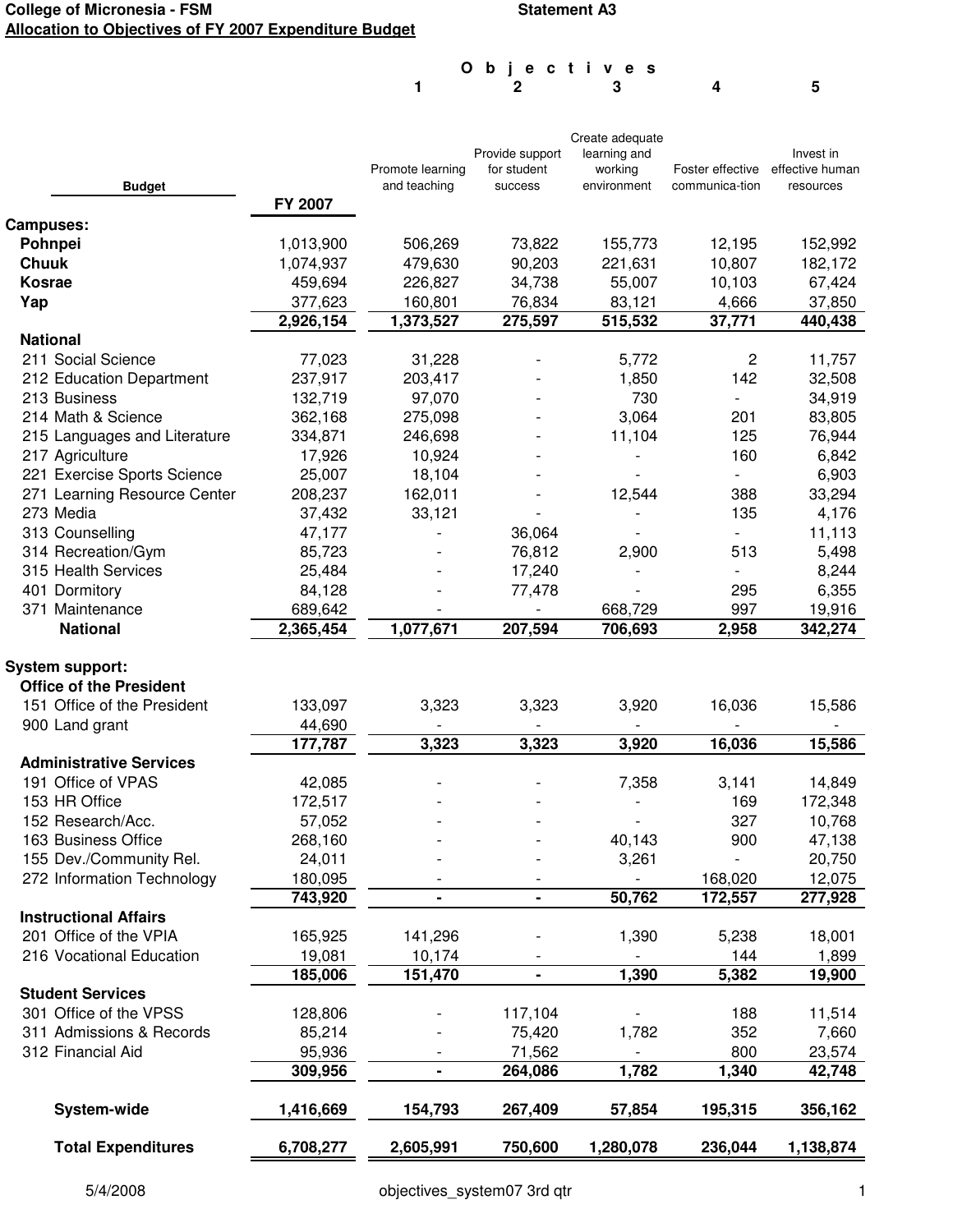**College of Micronesia - FSM** **Statement A3**

**Allocation to Objectives of FY 2007 Expenditure Budget**

| Budget | FY 2007 | 1 Promote learning and teaching | 2 Provide support for student success | 3 Create adequate learning and working environment | 4 Foster effective communica-tion | 5 Invest in effective human resources |
|---|---|---|---|---|---|---|
| **Campuses:** | | | | | | |
| **Pohnpei** | 1,013,900 | 506,269 | 73,822 | 155,773 | 12,195 | 152,992 |
| **Chuuk** | 1,074,937 | 479,630 | 90,203 | 221,631 | 10,807 | 182,172 |
| **Kosrae** | 459,694 | 226,827 | 34,738 | 55,007 | 10,103 | 67,424 |
| **Yap** | 377,623 | 160,801 | 76,834 | 83,121 | 4,666 | 37,850 |
| | **2,926,154** | **1,373,527** | **275,597** | **515,532** | **37,771** | **440,438** |
| **National** | | | | | | |
| 211 Social Science | 77,023 | 31,228 | - | 5,772 | 2 | 11,757 |
| 212 Education Department | 237,917 | 203,417 | - | 1,850 | 142 | 32,508 |
| 213 Business | 132,719 | 97,070 | - | 730 | - | 34,919 |
| 214 Math & Science | 362,168 | 275,098 | - | 3,064 | 201 | 83,805 |
| 215 Languages and Literature | 334,871 | 246,698 | - | 11,104 | 125 | 76,944 |
| 217 Agriculture | 17,926 | 10,924 | - | - | 160 | 6,842 |
| 221 Exercise Sports Science | 25,007 | 18,104 | - | - | - | 6,903 |
| 271 Learning Resource Center | 208,237 | 162,011 | - | 12,544 | 388 | 33,294 |
| 273 Media | 37,432 | 33,121 | - | - | 135 | 4,176 |
| 313 Counselling | 47,177 | - | 36,064 | - | - | 11,113 |
| 314 Recreation/Gym | 85,723 | - | 76,812 | 2,900 | 513 | 5,498 |
| 315 Health Services | 25,484 | - | 17,240 | - | - | 8,244 |
| 401 Dormitory | 84,128 | - | 77,478 | - | 295 | 6,355 |
| 371 Maintenance | 689,642 | - | - | 668,729 | 997 | 19,916 |
| **National** | **2,365,454** | **1,077,671** | **207,594** | **706,693** | **2,958** | **342,274** |
| **System support:** | | | | | | |
| **Office of the President** | | | | | | |
| 151 Office of the President | 133,097 | 3,323 | 3,323 | 3,920 | 16,036 | 15,586 |
| 900 Land grant | 44,690 | - | - | - | - | - |
| | **177,787** | **3,323** | **3,323** | **3,920** | **16,036** | **15,586** |
| **Administrative Services** | | | | | | |
| 191 Office of VPAS | 42,085 | - | - | 7,358 | 3,141 | 14,849 |
| 153 HR Office | 172,517 | - | - | - | 169 | 172,348 |
| 152 Research/Acc. | 57,052 | - | - | - | 327 | 10,768 |
| 163 Business Office | 268,160 | - | - | 40,143 | 900 | 47,138 |
| 155 Dev./Community Rel. | 24,011 | - | - | 3,261 | - | 20,750 |
| 272 Information Technology | 180,095 | - | - | - | 168,020 | 12,075 |
| | **743,920** | **-** | **-** | **50,762** | **172,557** | **277,928** |
| **Instructional Affairs** | | | | | | |
| 201 Office of the VPIA | 165,925 | 141,296 | - | 1,390 | 5,238 | 18,001 |
| 216 Vocational Education | 19,081 | 10,174 | - | - | 144 | 1,899 |
| | **185,006** | **151,470** | **-** | **1,390** | **5,382** | **19,900** |
| **Student Services** | | | | | | |
| 301 Office of the VPSS | 128,806 | - | 117,104 | - | 188 | 11,514 |
| 311 Admissions & Records | 85,214 | - | 75,420 | 1,782 | 352 | 7,660 |
| 312 Financial Aid | 95,936 | - | 71,562 | - | 800 | 23,574 |
| | **309,956** | **-** | **264,086** | **1,782** | **1,340** | **42,748** |
| **System-wide** | **1,416,669** | **154,793** | **267,409** | **57,854** | **195,315** | **356,162** |
| **Total Expenditures** | **6,708,277** | **2,605,991** | **750,600** | **1,280,078** | **236,044** | **1,138,874** |

5/4/2008 objectives_system07 3rd qtr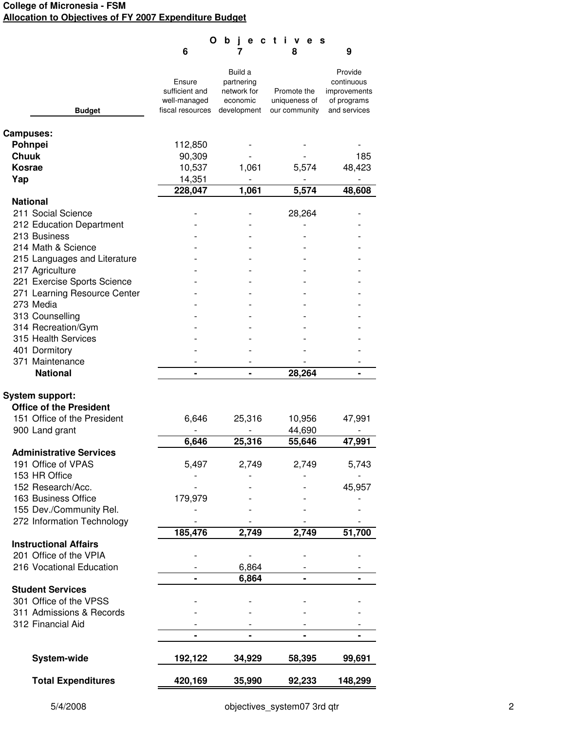**College of Micronesia - FSM**

**Allocation to Objectives of FY 2007 Expenditure Budget**

| Budget | Objectives 6 | 7 | 8 | 9 |
|---|---|---|---|---|
| | Ensure sufficient and well-managed fiscal resources | Build a partnering network for economic development | Promote the uniqueness of our community | Provide continuous improvements of programs and services |
| **Campuses:** | | | | |
| **Pohnpei** | 112,850 | - | - | - |
| **Chuuk** | 90,309 | - | - | 185 |
| **Kosrae** | 10,537 | 1,061 | 5,574 | 48,423 |
| **Yap** | 14,351 | - | - | - |
| | **228,047** | **1,061** | **5,574** | **48,608** |
| **National** | | | | |
| 211 Social Science | - | - | 28,264 | - |
| 212 Education Department | - | - | - | - |
| 213 Business | - | - | - | - |
| 214 Math & Science | - | - | - | - |
| 215 Languages and Literature | - | - | - | - |
| 217 Agriculture | - | - | - | - |
| 221 Exercise Sports Science | - | - | - | - |
| 271 Learning Resource Center | - | - | - | - |
| 273 Media | - | - | - | - |
| 313 Counselling | - | - | - | - |
| 314 Recreation/Gym | - | - | - | - |
| 315 Health Services | - | - | - | - |
| 401 Dormitory | - | - | - | - |
| 371 Maintenance | - | - | - | - |
| **National** | **-** | **-** | **28,264** | **-** |
| **System support:** | | | | |
| **Office of the President** | | | | |
| 151 Office of the President | 6,646 | 25,316 | 10,956 | 47,991 |
| 900 Land grant | - | - | 44,690 | - |
| | **6,646** | **25,316** | **55,646** | **47,991** |
| **Administrative Services** | | | | |
| 191 Office of VPAS | 5,497 | 2,749 | 2,749 | 5,743 |
| 153 HR Office | - | - | - | - |
| 152 Research/Acc. | - | - | - | 45,957 |
| 163 Business Office | 179,979 | - | - | - |
| 155 Dev./Community Rel. | - | - | - | - |
| 272 Information Technology | - | - | - | - |
| | **185,476** | **2,749** | **2,749** | **51,700** |
| **Instructional Affairs** | | | | |
| 201 Office of the VPIA | - | - | - | - |
| 216 Vocational Education | - | 6,864 | - | - |
| | **-** | **6,864** | **-** | **-** |
| **Student Services** | | | | |
| 301 Office of the VPSS | - | - | - | - |
| 311 Admissions & Records | - | - | - | - |
| 312 Financial Aid | - | - | - | - |
| | **-** | **-** | **-** | **-** |
| **System-wide** | **192,122** | **34,929** | **58,395** | **99,691** |
| **Total Expenditures** | **420,169** | **35,990** | **92,233** | **148,299** |

5/4/2008 objectives_system07 3rd qtr